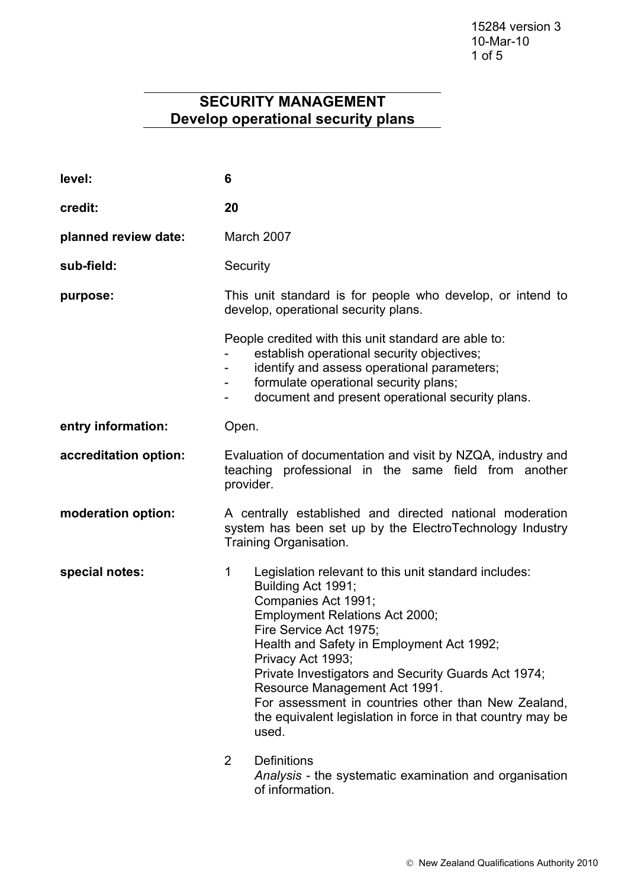# SECURITY MANAGEMENT
## Develop operational security plans

| | |
|---|---|
| **level:** | **6** |
| **credit:** | **20** |
| **planned review date:** | March 2007 |
| **sub-field:** | Security |
| **purpose:** | This unit standard is for people who develop, or intend to develop, operational security plans.<br><br>People credited with this unit standard are able to:<br>- establish operational security objectives;<br>- identify and assess operational parameters;<br>- formulate operational security plans;<br>- document and present operational security plans. |
| **entry information:** | Open. |
| **accreditation option:** | Evaluation of documentation and visit by NZQA, industry and teaching professional in the same field from another provider. |
| **moderation option:** | A centrally established and directed national moderation system has been set up by the ElectroTechnology Industry Training Organisation. |

**special notes:**

1. Legislation relevant to this unit standard includes:
   Building Act 1991;
   Companies Act 1991;
   Employment Relations Act 2000;
   Fire Service Act 1975;
   Health and Safety in Employment Act 1992;
   Privacy Act 1993;
   Private Investigators and Security Guards Act 1974;
   Resource Management Act 1991.
   For assessment in countries other than New Zealand, the equivalent legislation in force in that country may be used.

2. Definitions
   *Analysis* - the systematic examination and organisation of information.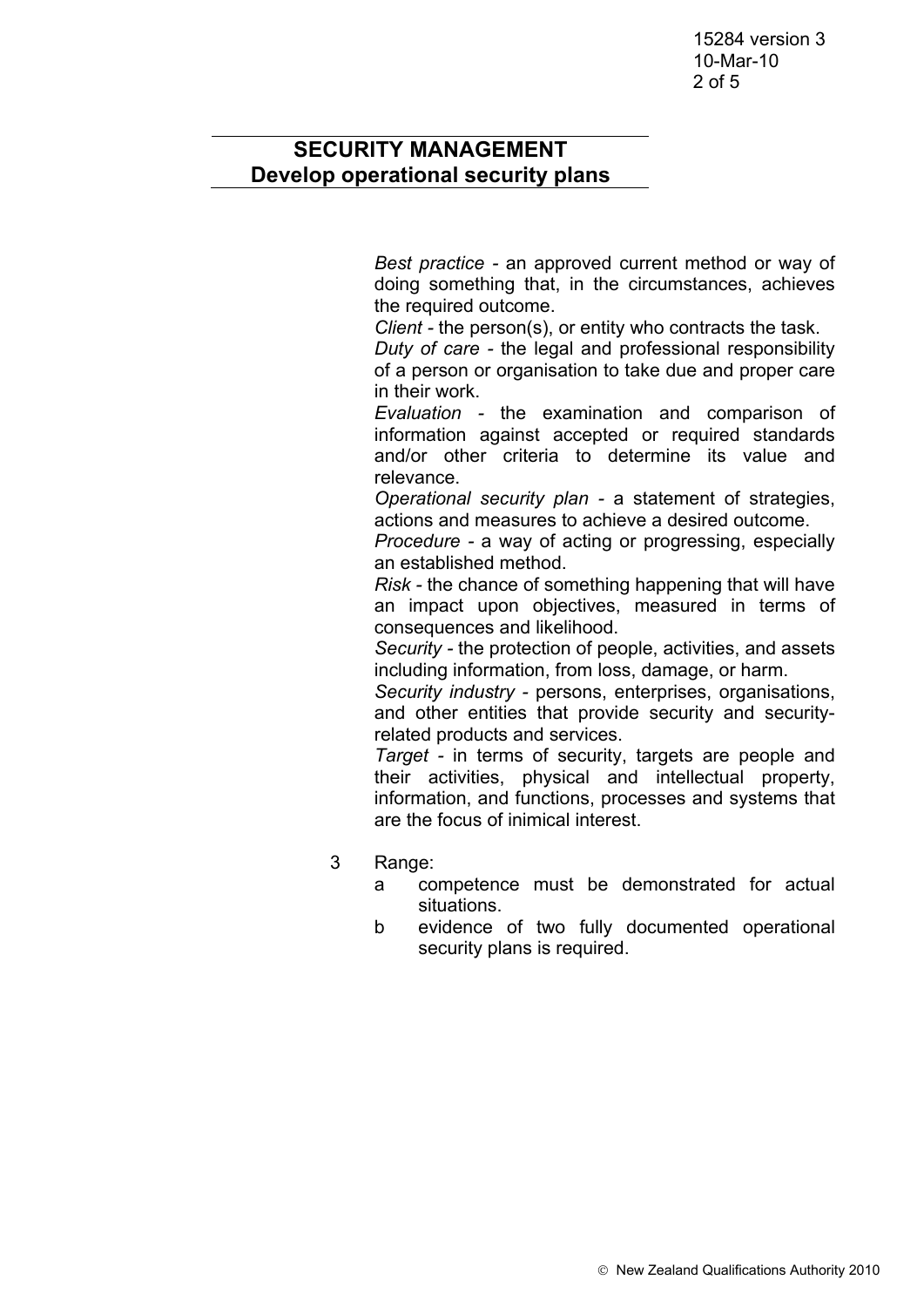Best practice - an approved current method or way of doing something that, in the circumstances, achieves the required outcome.

*Client* - the person(s), or entity who contracts the task.

*Duty of care* - the legal and professional responsibility of a person or organisation to take due and proper care in their work.

*Evaluation* - the examination and comparison of information against accepted or required standards and/or other criteria to determine its value and relevance.

*Operational security plan* - a statement of strategies, actions and measures to achieve a desired outcome.

*Procedure* - a way of acting or progressing, especially an established method.

*Risk* - the chance of something happening that will have an impact upon objectives, measured in terms of consequences and likelihood.

*Security* - the protection of people, activities, and assets including information, from loss, damage, or harm.

*Security industry* - persons, enterprises, organisations, and other entities that provide security and security-related products and services.

*Target* - in terms of security, targets are people and their activities, physical and intellectual property, information, and functions, processes and systems that are the focus of inimical interest.

3 Range:
   a competence must be demonstrated for actual situations.
   b evidence of two fully documented operational security plans is required.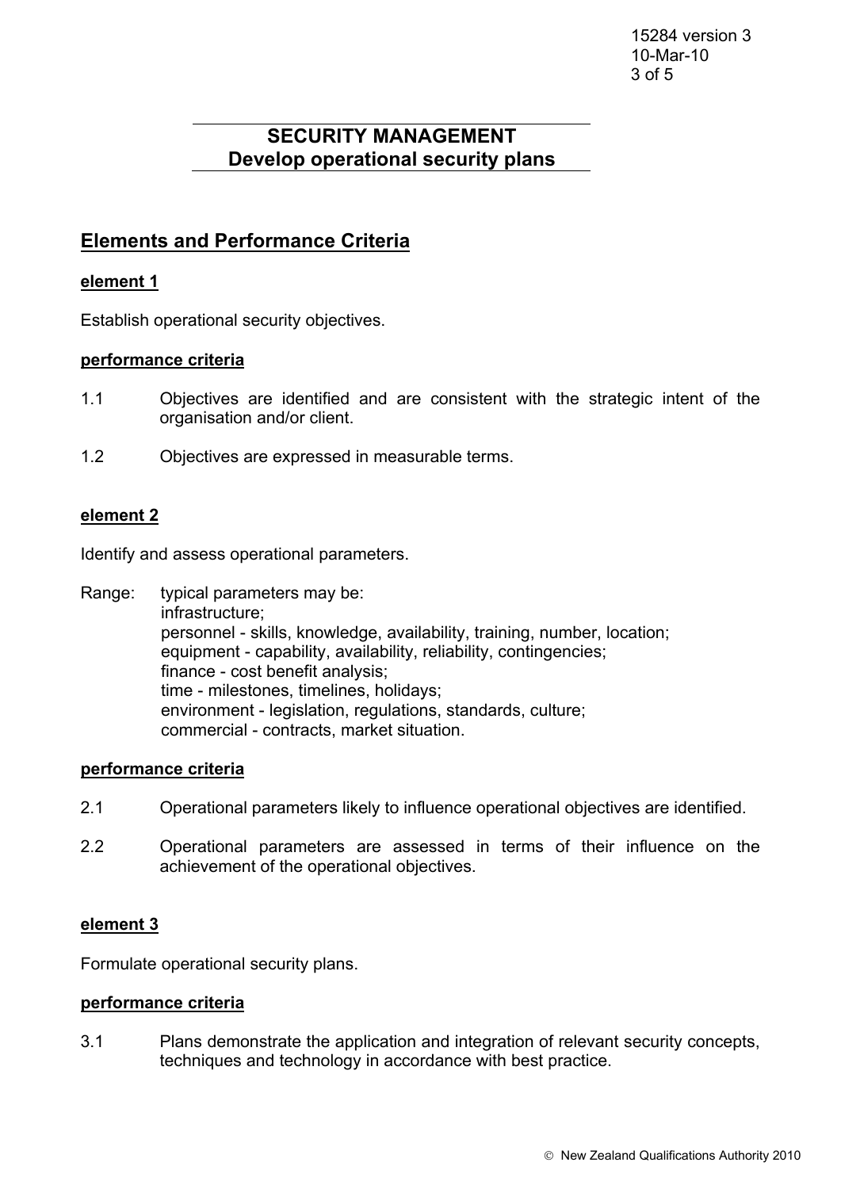## SECURITY MANAGEMENT
## Develop operational security plans

## Elements and Performance Criteria

**element 1**

Establish operational security objectives.

**performance criteria**

1.1 Objectives are identified and are consistent with the strategic intent of the organisation and/or client.

1.2 Objectives are expressed in measurable terms.

**element 2**

Identify and assess operational parameters.

Range: typical parameters may be:
infrastructure;
personnel - skills, knowledge, availability, training, number, location;
equipment - capability, availability, reliability, contingencies;
finance - cost benefit analysis;
time - milestones, timelines, holidays;
environment - legislation, regulations, standards, culture;
commercial - contracts, market situation.

**performance criteria**

2.1 Operational parameters likely to influence operational objectives are identified.

2.2 Operational parameters are assessed in terms of their influence on the achievement of the operational objectives.

**element 3**

Formulate operational security plans.

**performance criteria**

3.1 Plans demonstrate the application and integration of relevant security concepts, techniques and technology in accordance with best practice.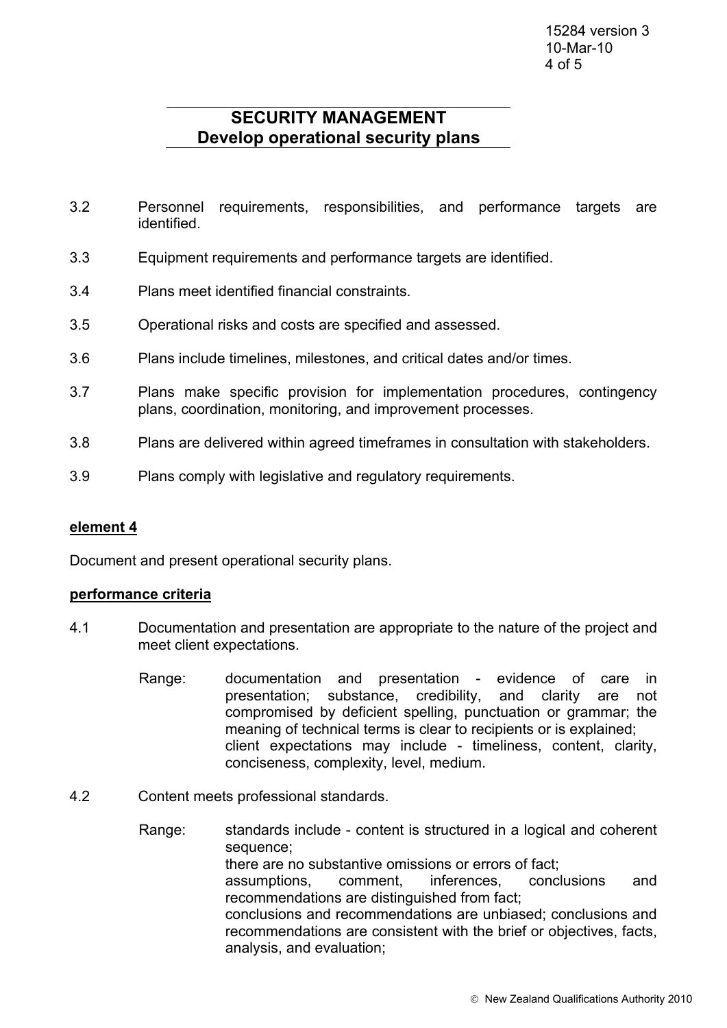3.2 Personnel requirements, responsibilities, and performance targets are identified.

3.3 Equipment requirements and performance targets are identified.

3.4 Plans meet identified financial constraints.

3.5 Operational risks and costs are specified and assessed.

3.6 Plans include timelines, milestones, and critical dates and/or times.

3.7 Plans make specific provision for implementation procedures, contingency plans, coordination, monitoring, and improvement processes.

3.8 Plans are delivered within agreed timeframes in consultation with stakeholders.

3.9 Plans comply with legislative and regulatory requirements.

**element 4**

Document and present operational security plans.

**performance criteria**

4.1 Documentation and presentation are appropriate to the nature of the project and meet client expectations.

Range: documentation and presentation - evidence of care in presentation; substance, credibility, and clarity are not compromised by deficient spelling, punctuation or grammar; the meaning of technical terms is clear to recipients or is explained;
client expectations may include - timeliness, content, clarity, conciseness, complexity, level, medium.

4.2 Content meets professional standards.

Range: standards include - content is structured in a logical and coherent sequence;
there are no substantive omissions or errors of fact;
assumptions, comment, inferences, conclusions and recommendations are distinguished from fact;
conclusions and recommendations are unbiased; conclusions and recommendations are consistent with the brief or objectives, facts, analysis, and evaluation;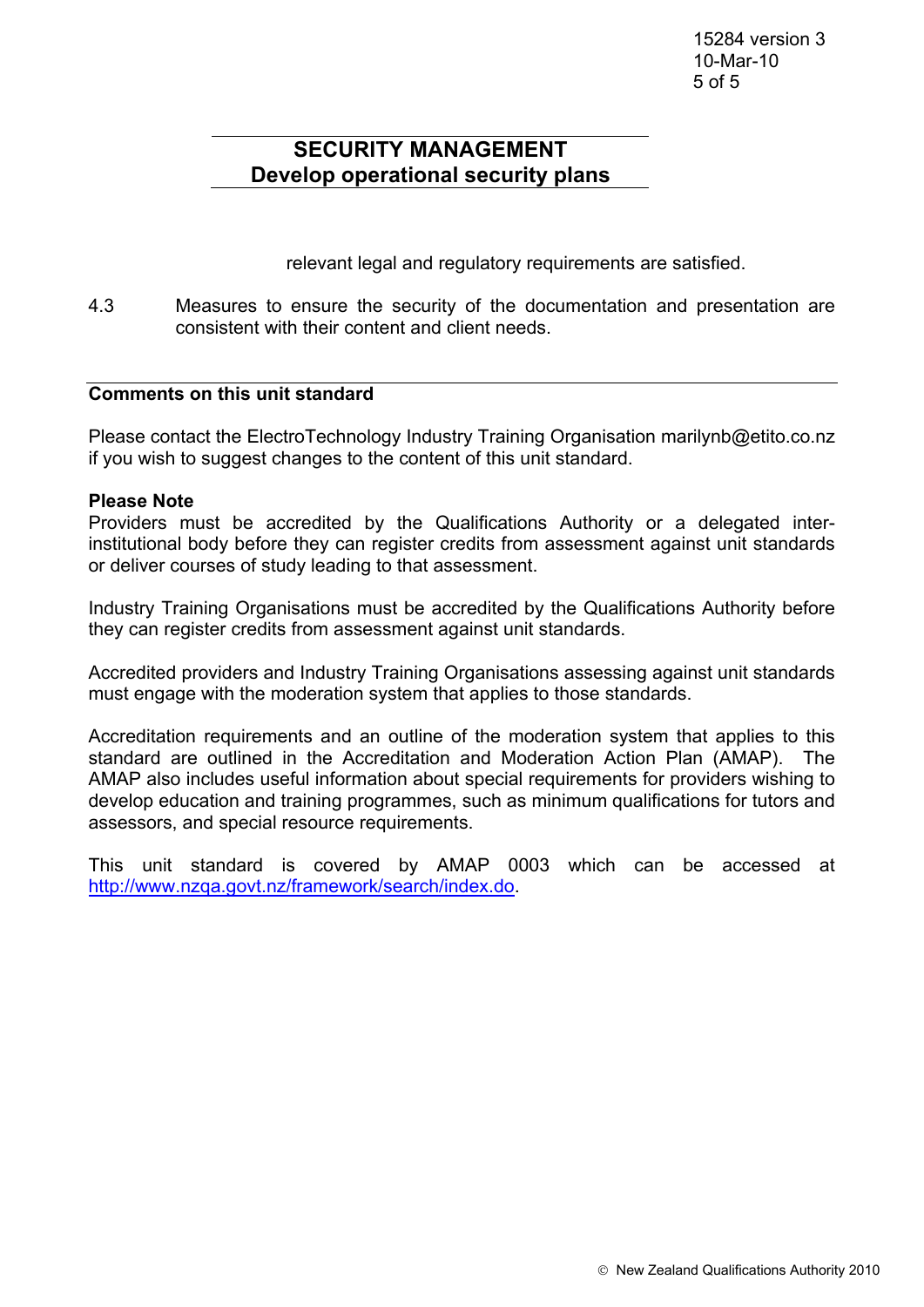relevant legal and regulatory requirements are satisfied.

4.3 Measures to ensure the security of the documentation and presentation are consistent with their content and client needs.

**Comments on this unit standard**

Please contact the ElectroTechnology Industry Training Organisation marilynb@etito.co.nz if you wish to suggest changes to the content of this unit standard.

**Please Note**

Providers must be accredited by the Qualifications Authority or a delegated inter-institutional body before they can register credits from assessment against unit standards or deliver courses of study leading to that assessment.

Industry Training Organisations must be accredited by the Qualifications Authority before they can register credits from assessment against unit standards.

Accredited providers and Industry Training Organisations assessing against unit standards must engage with the moderation system that applies to those standards.

Accreditation requirements and an outline of the moderation system that applies to this standard are outlined in the Accreditation and Moderation Action Plan (AMAP). The AMAP also includes useful information about special requirements for providers wishing to develop education and training programmes, such as minimum qualifications for tutors and assessors, and special resource requirements.

This unit standard is covered by AMAP 0003 which can be accessed at http://www.nzqa.govt.nz/framework/search/index.do.